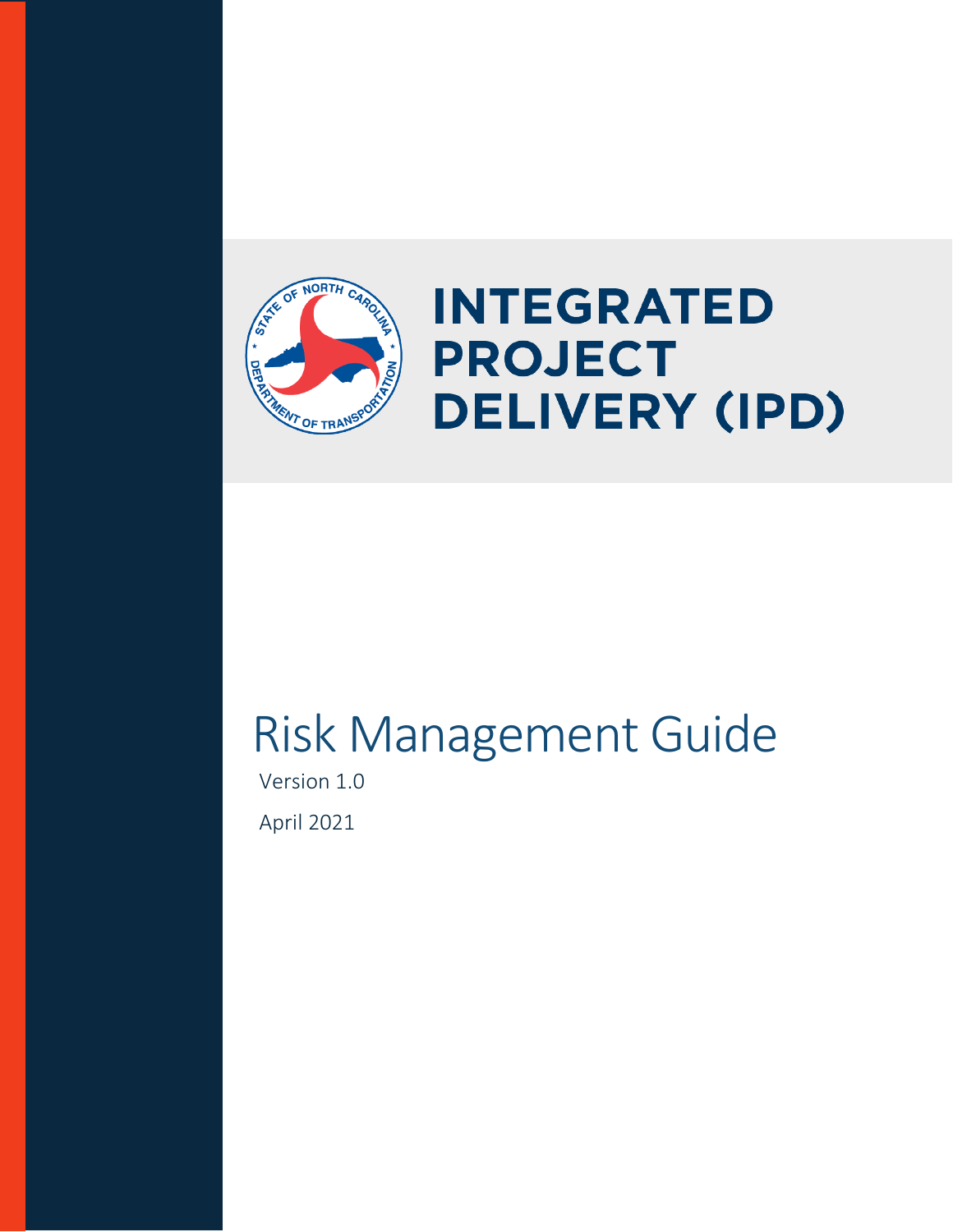# INTEGRATED PROJECT DELIVERY (IPD)

# Risk Management Guide

Version 1.0

April 2021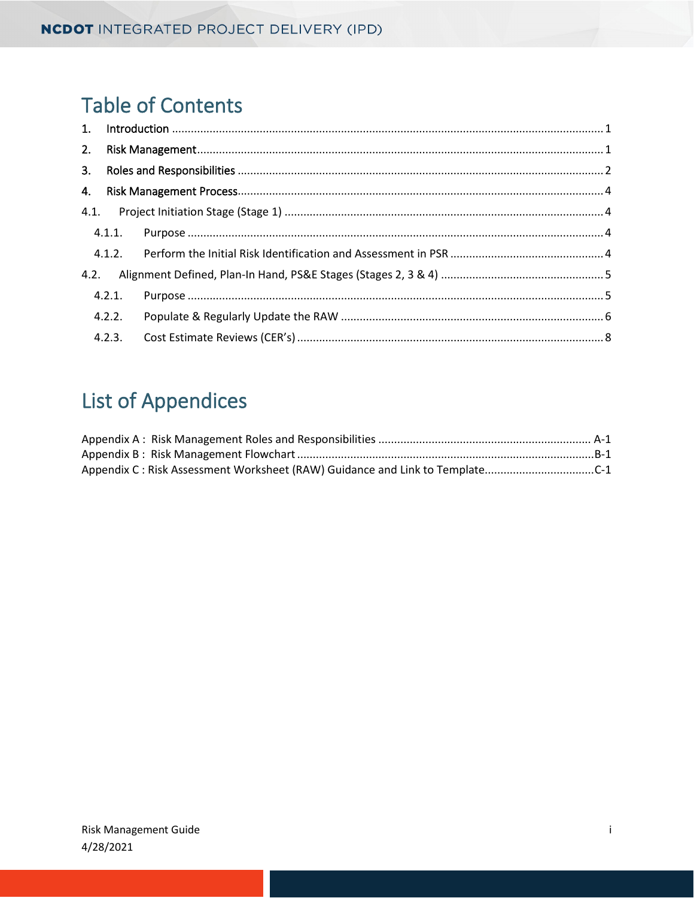# Table of Contents

1. Introduction ........ 1
2. Risk Management ........ 1
3. Roles and Responsibilities ........ 2
4. Risk Management Process ........ 4

4.1. Project Initiation Stage (Stage 1) ........ 4

4.1.1. Purpose ........ 4

4.1.2. Perform the Initial Risk Identification and Assessment in PSR ........ 4

4.2. Alignment Defined, Plan-In Hand, PS&E Stages (Stages 2, 3 & 4) ........ 5

4.2.1. Purpose ........ 5

4.2.2. Populate & Regularly Update the RAW ........ 6

4.2.3. Cost Estimate Reviews (CER's) ........ 8

# List of Appendices

Appendix A : Risk Management Roles and Responsibilities ........ A-1
Appendix B : Risk Management Flowchart ........ B-1
Appendix C : Risk Assessment Worksheet (RAW) Guidance and Link to Template ........ C-1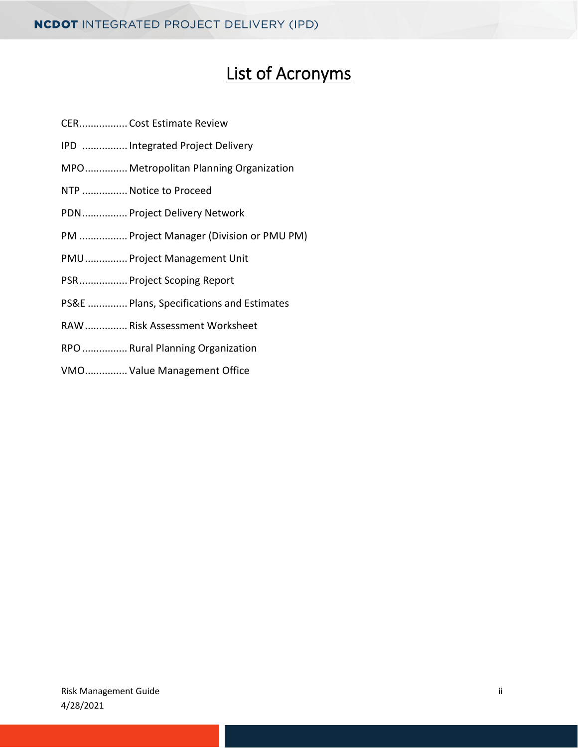# List of Acronyms

CER................. Cost Estimate Review

IPD ................ Integrated Project Delivery

MPO.............. Metropolitan Planning Organization

NTP ................ Notice to Proceed

PDN................ Project Delivery Network

PM ................ Project Manager (Division or PMU PM)

PMU............... Project Management Unit

PSR................. Project Scoping Report

PS&E ............. Plans, Specifications and Estimates

RAW............... Risk Assessment Worksheet

RPO ................ Rural Planning Organization

VMO.............. Value Management Office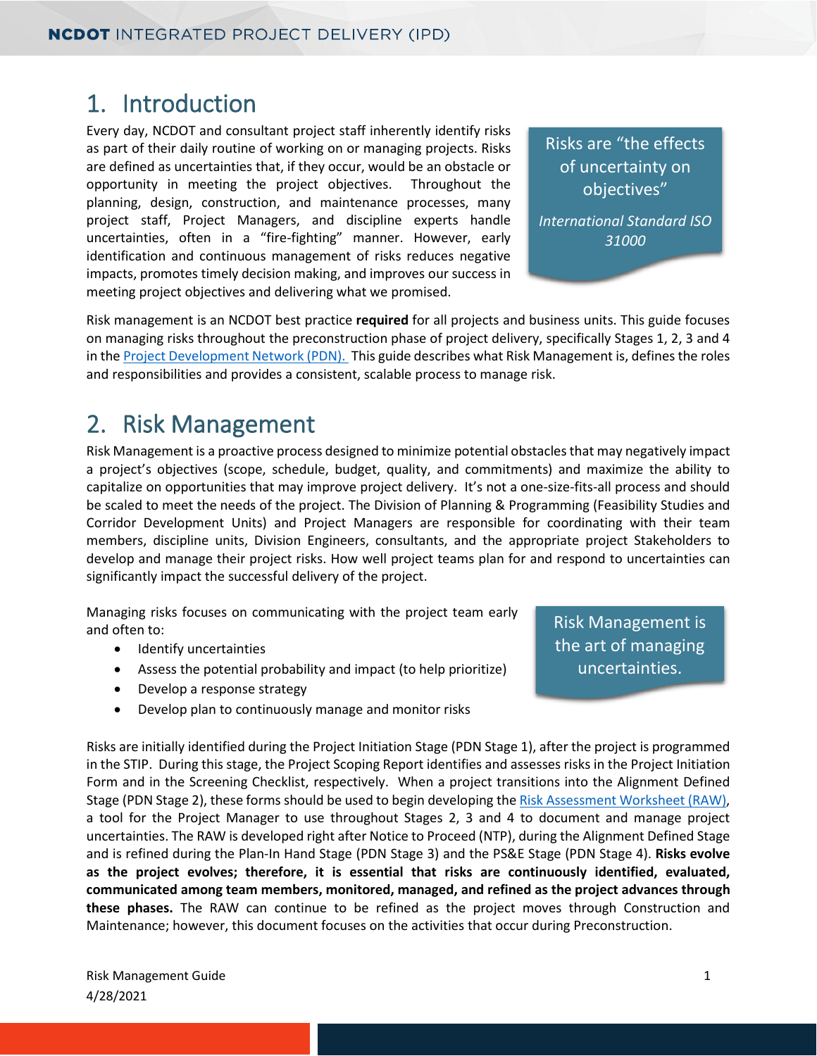# 1. Introduction

Every day, NCDOT and consultant project staff inherently identify risks as part of their daily routine of working on or managing projects. Risks are defined as uncertainties that, if they occur, would be an obstacle or opportunity in meeting the project objectives. Throughout the planning, design, construction, and maintenance processes, many project staff, Project Managers, and discipline experts handle uncertainties, often in a "fire-fighting" manner. However, early identification and continuous management of risks reduces negative impacts, promotes timely decision making, and improves our success in meeting project objectives and delivering what we promised.

> Risks are "the effects of uncertainty on objectives"
>
> *International Standard ISO 31000*

Risk management is an NCDOT best practice **required** for all projects and business units. This guide focuses on managing risks throughout the preconstruction phase of project delivery, specifically Stages 1, 2, 3 and 4 in the [Project Development Network (PDN).](#) This guide describes what Risk Management is, defines the roles and responsibilities and provides a consistent, scalable process to manage risk.

# 2. Risk Management

Risk Management is a proactive process designed to minimize potential obstacles that may negatively impact a project's objectives (scope, schedule, budget, quality, and commitments) and maximize the ability to capitalize on opportunities that may improve project delivery. It's not a one-size-fits-all process and should be scaled to meet the needs of the project. The Division of Planning & Programming (Feasibility Studies and Corridor Development Units) and Project Managers are responsible for coordinating with their team members, discipline units, Division Engineers, consultants, and the appropriate project Stakeholders to develop and manage their project risks. How well project teams plan for and respond to uncertainties can significantly impact the successful delivery of the project.

Managing risks focuses on communicating with the project team early and often to:

- Identify uncertainties
- Assess the potential probability and impact (to help prioritize)
- Develop a response strategy
- Develop plan to continuously manage and monitor risks

> Risk Management is the art of managing uncertainties.

Risks are initially identified during the Project Initiation Stage (PDN Stage 1), after the project is programmed in the STIP. During this stage, the Project Scoping Report identifies and assesses risks in the Project Initiation Form and in the Screening Checklist, respectively. When a project transitions into the Alignment Defined Stage (PDN Stage 2), these forms should be used to begin developing the [Risk Assessment Worksheet (RAW)](#), a tool for the Project Manager to use throughout Stages 2, 3 and 4 to document and manage project uncertainties. The RAW is developed right after Notice to Proceed (NTP), during the Alignment Defined Stage and is refined during the Plan-In Hand Stage (PDN Stage 3) and the PS&E Stage (PDN Stage 4). **Risks evolve as the project evolves; therefore, it is essential that risks are continuously identified, evaluated, communicated among team members, monitored, managed, and refined as the project advances through these phases.** The RAW can continue to be refined as the project moves through Construction and Maintenance; however, this document focuses on the activities that occur during Preconstruction.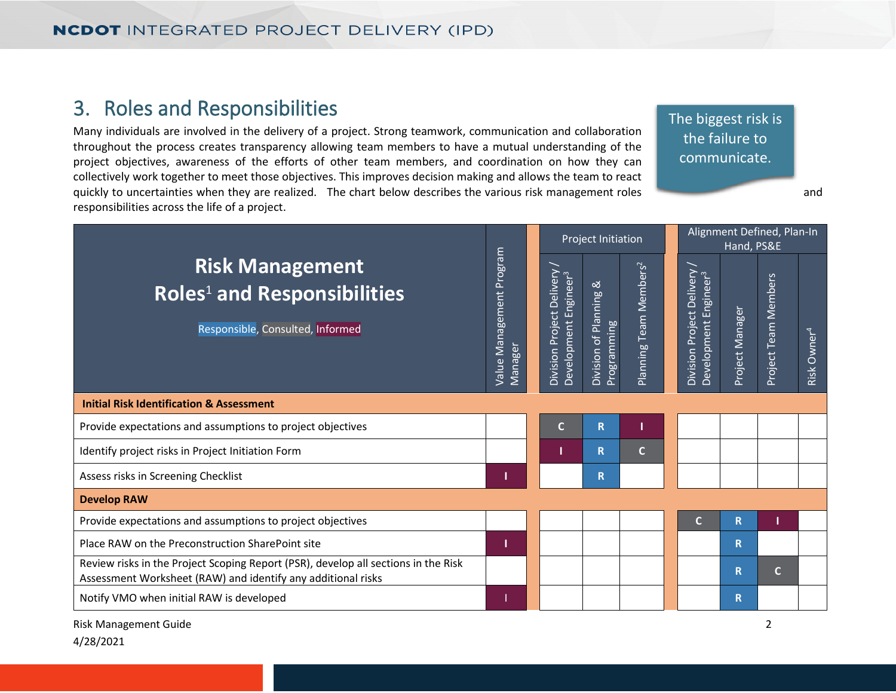## 3. Roles and Responsibilities

Many individuals are involved in the delivery of a project. Strong teamwork, communication and collaboration throughout the process creates transparency allowing team members to have a mutual understanding of the project objectives, awareness of the efforts of other team members, and coordination on how they can collectively work together to meet those objectives. This improves decision making and allows the team to react quickly to uncertainties when they are realized. The chart below describes the various risk management roles and responsibilities across the life of a project.

> The biggest risk is the failure to communicate.

| Risk Management Roles[1] and Responsibilities<br>Responsible, Consulted, Informed | Value Management Program Manager | Project Initiation | | | Alignment Defined, Plan-In Hand, PS&E | | | |
|---|---|---|---|---|---|---|---|---|
| | | Division Project Delivery / Development Engineer[3] | Division of Planning & Programming | Planning Team Members[2] | Division Project Delivery / Development Engineer[3] | Project Manager | Project Team Members | Risk Owner[4] |
| **Initial Risk Identification & Assessment** | | | | | | | | |
| Provide expectations and assumptions to project objectives | | C | R | I | | | | |
| Identify project risks in Project Initiation Form | | I | R | C | | | | |
| Assess risks in Screening Checklist | I | | R | | | | | |
| **Develop RAW** | | | | | | | | |
| Provide expectations and assumptions to project objectives | | | | | C | R | I | |
| Place RAW on the Preconstruction SharePoint site | I | | | | | R | | |
| Review risks in the Project Scoping Report (PSR), develop all sections in the Risk Assessment Worksheet (RAW) and identify any additional risks | | | | | | R | C | |
| Notify VMO when initial RAW is developed | I | | | | | R | | |

Risk Management Guide
4/28/2021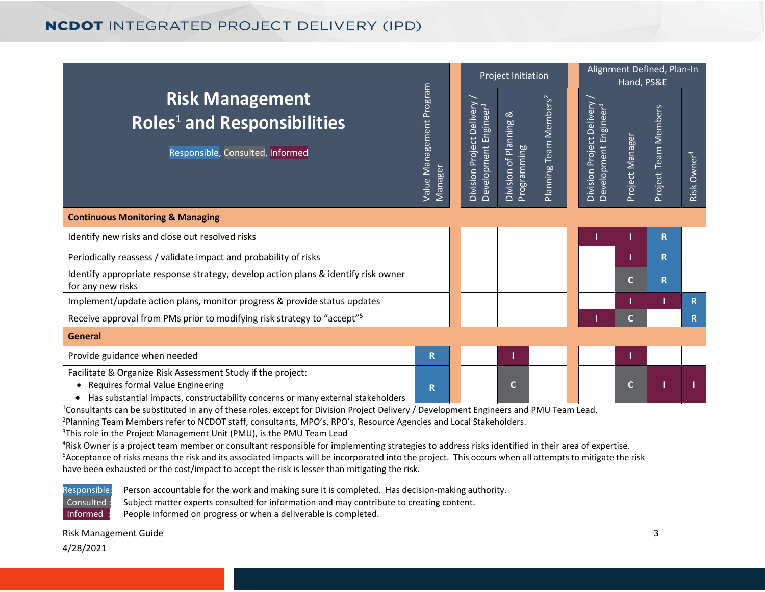| Risk Management Roles[1] and Responsibilities<br>Responsible, Consulted, Informed | Value Management Program Manager | Project Initiation | | | Alignment Defined, Plan-In Hand, PS&E | | | |
|---|---|---|---|---|---|---|---|---|
| | | Division Project Delivery / Development Engineer[3] | Division of Planning & Programming | Planning Team Members[2] | Division Project Delivery / Development Engineer[3] | Project Manager | Project Team Members | Risk Owner[4] |
| **Continuous Monitoring & Managing** | | | | | | | | |
| Identify new risks and close out resolved risks | | | | | I | I | R | |
| Periodically reassess / validate impact and probability of risks | | | | | | I | R | |
| Identify appropriate response strategy, develop action plans & identify risk owner for any new risks | | | | | | C | R | |
| Implement/update action plans, monitor progress & provide status updates | | | | | | I | I | R |
| Receive approval from PMs prior to modifying risk strategy to "accept"[5] | | | | | I | C | | R |
| **General** | | | | | | | | |
| Provide guidance when needed | R | | I | | | I | | |
| Facilitate & Organize Risk Assessment Study if the project:<br>• Requires formal Value Engineering<br>• Has substantial impacts, constructability concerns or many external stakeholders | R | | C | | | C | I | I |

[1]Consultants can be substituted in any of these roles, except for Division Project Delivery / Development Engineers and PMU Team Lead.
[2]Planning Team Members refer to NCDOT staff, consultants, MPO's, RPO's, Resource Agencies and Local Stakeholders.
[3]This role in the Project Management Unit (PMU), is the PMU Team Lead
[4]Risk Owner is a project team member or consultant responsible for implementing strategies to address risks identified in their area of expertise.
[5]Acceptance of risks means the risk and its associated impacts will be incorporated into the project. This occurs when all attempts to mitigate the risk have been exhausted or the cost/impact to accept the risk is lesser than mitigating the risk.

Responsible: Person accountable for the work and making sure it is completed. Has decision-making authority.
Consulted : Subject matter experts consulted for information and may contribute to creating content.
Informed : People informed on progress or when a deliverable is completed.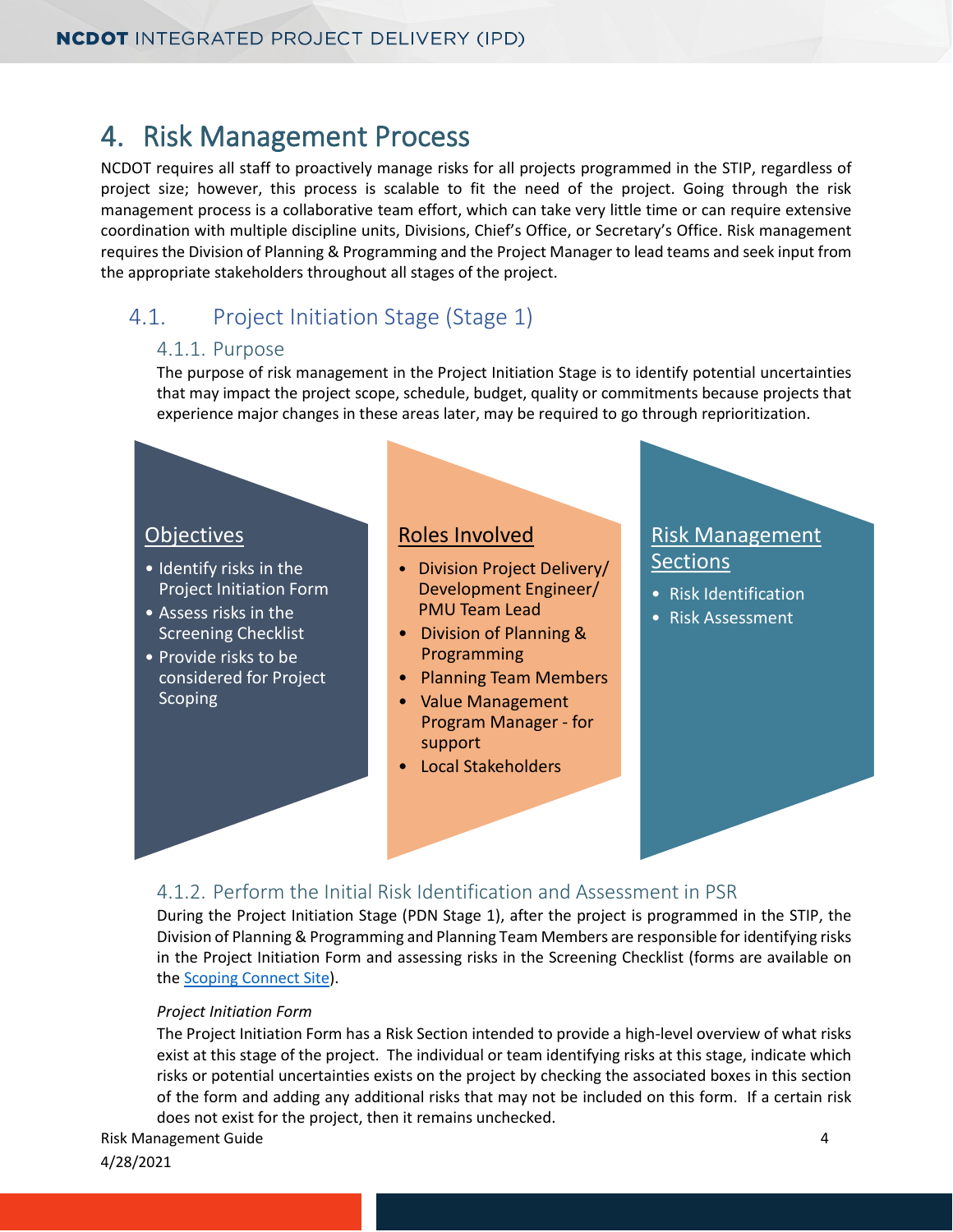# 4. Risk Management Process

NCDOT requires all staff to proactively manage risks for all projects programmed in the STIP, regardless of project size; however, this process is scalable to fit the need of the project. Going through the risk management process is a collaborative team effort, which can take very little time or can require extensive coordination with multiple discipline units, Divisions, Chief's Office, or Secretary's Office. Risk management requires the Division of Planning & Programming and the Project Manager to lead teams and seek input from the appropriate stakeholders throughout all stages of the project.

## 4.1. Project Initiation Stage (Stage 1)

### 4.1.1. Purpose

The purpose of risk management in the Project Initiation Stage is to identify potential uncertainties that may impact the project scope, schedule, budget, quality or commitments because projects that experience major changes in these areas later, may be required to go through reprioritization.

**Objectives**

- Identify risks in the Project Initiation Form
- Assess risks in the Screening Checklist
- Provide risks to be considered for Project Scoping

**Roles Involved**

- Division Project Delivery/ Development Engineer/ PMU Team Lead
- Division of Planning & Programming
- Planning Team Members
- Value Management Program Manager - for support
- Local Stakeholders

**Risk Management Sections**

- Risk Identification
- Risk Assessment

### 4.1.2. Perform the Initial Risk Identification and Assessment in PSR

During the Project Initiation Stage (PDN Stage 1), after the project is programmed in the STIP, the Division of Planning & Programming and Planning Team Members are responsible for identifying risks in the Project Initiation Form and assessing risks in the Screening Checklist (forms are available on the Scoping Connect Site).

*Project Initiation Form*

The Project Initiation Form has a Risk Section intended to provide a high-level overview of what risks exist at this stage of the project. The individual or team identifying risks at this stage, indicate which risks or potential uncertainties exists on the project by checking the associated boxes in this section of the form and adding any additional risks that may not be included on this form. If a certain risk does not exist for the project, then it remains unchecked.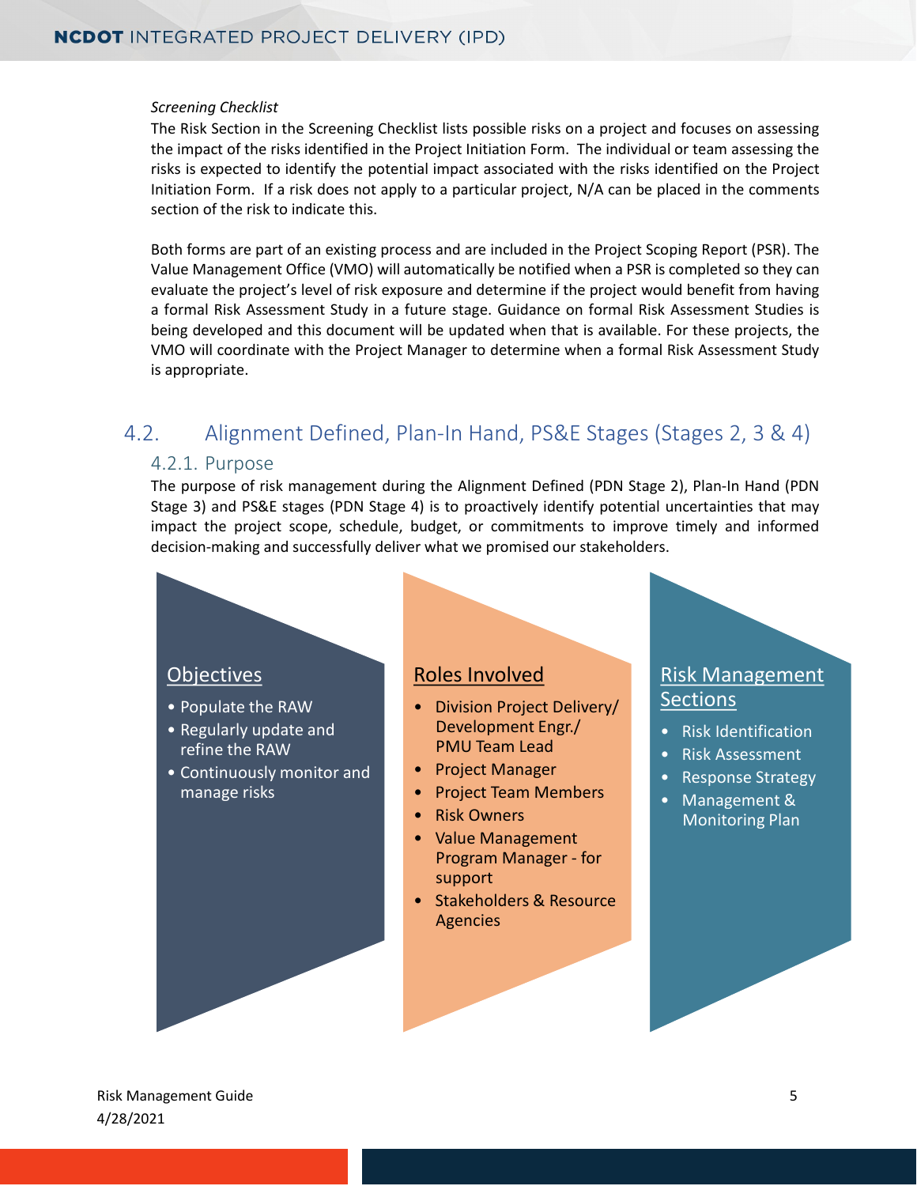*Screening Checklist*

The Risk Section in the Screening Checklist lists possible risks on a project and focuses on assessing the impact of the risks identified in the Project Initiation Form. The individual or team assessing the risks is expected to identify the potential impact associated with the risks identified on the Project Initiation Form. If a risk does not apply to a particular project, N/A can be placed in the comments section of the risk to indicate this.

Both forms are part of an existing process and are included in the Project Scoping Report (PSR). The Value Management Office (VMO) will automatically be notified when a PSR is completed so they can evaluate the project's level of risk exposure and determine if the project would benefit from having a formal Risk Assessment Study in a future stage. Guidance on formal Risk Assessment Studies is being developed and this document will be updated when that is available. For these projects, the VMO will coordinate with the Project Manager to determine when a formal Risk Assessment Study is appropriate.

## 4.2. Alignment Defined, Plan-In Hand, PS&E Stages (Stages 2, 3 & 4)

### 4.2.1. Purpose

The purpose of risk management during the Alignment Defined (PDN Stage 2), Plan-In Hand (PDN Stage 3) and PS&E stages (PDN Stage 4) is to proactively identify potential uncertainties that may impact the project scope, schedule, budget, or commitments to improve timely and informed decision-making and successfully deliver what we promised our stakeholders.

**Objectives**

- Populate the RAW
- Regularly update and refine the RAW
- Continuously monitor and manage risks

**Roles Involved**

- Division Project Delivery/ Development Engr./ PMU Team Lead
- Project Manager
- Project Team Members
- Risk Owners
- Value Management Program Manager - for support
- Stakeholders & Resource Agencies

**Risk Management Sections**

- Risk Identification
- Risk Assessment
- Response Strategy
- Management & Monitoring Plan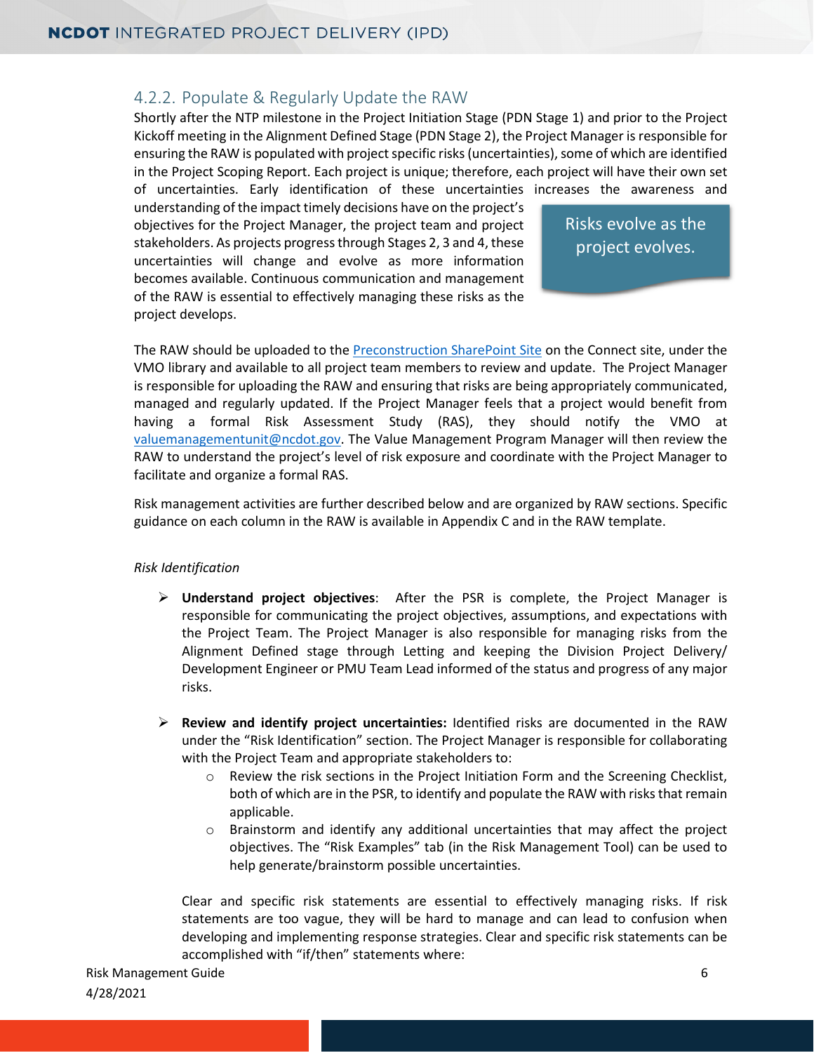### 4.2.2. Populate & Regularly Update the RAW

Shortly after the NTP milestone in the Project Initiation Stage (PDN Stage 1) and prior to the Project Kickoff meeting in the Alignment Defined Stage (PDN Stage 2), the Project Manager is responsible for ensuring the RAW is populated with project specific risks (uncertainties), some of which are identified in the Project Scoping Report. Each project is unique; therefore, each project will have their own set of uncertainties. Early identification of these uncertainties increases the awareness and understanding of the impact timely decisions have on the project's objectives for the Project Manager, the project team and project stakeholders. As projects progress through Stages 2, 3 and 4, these uncertainties will change and evolve as more information becomes available. Continuous communication and management of the RAW is essential to effectively managing these risks as the project develops.

> Risks evolve as the project evolves.

The RAW should be uploaded to the [Preconstruction SharePoint Site] on the Connect site, under the VMO library and available to all project team members to review and update. The Project Manager is responsible for uploading the RAW and ensuring that risks are being appropriately communicated, managed and regularly updated. If the Project Manager feels that a project would benefit from having a formal Risk Assessment Study (RAS), they should notify the VMO at valuemanagementunit@ncdot.gov. The Value Management Program Manager will then review the RAW to understand the project's level of risk exposure and coordinate with the Project Manager to facilitate and organize a formal RAS.

Risk management activities are further described below and are organized by RAW sections. Specific guidance on each column in the RAW is available in Appendix C and in the RAW template.

*Risk Identification*

- **Understand project objectives**: After the PSR is complete, the Project Manager is responsible for communicating the project objectives, assumptions, and expectations with the Project Team. The Project Manager is also responsible for managing risks from the Alignment Defined stage through Letting and keeping the Division Project Delivery/ Development Engineer or PMU Team Lead informed of the status and progress of any major risks.

- **Review and identify project uncertainties:** Identified risks are documented in the RAW under the "Risk Identification" section. The Project Manager is responsible for collaborating with the Project Team and appropriate stakeholders to:
  - Review the risk sections in the Project Initiation Form and the Screening Checklist, both of which are in the PSR, to identify and populate the RAW with risks that remain applicable.
  - Brainstorm and identify any additional uncertainties that may affect the project objectives. The "Risk Examples" tab (in the Risk Management Tool) can be used to help generate/brainstorm possible uncertainties.

  Clear and specific risk statements are essential to effectively managing risks. If risk statements are too vague, they will be hard to manage and can lead to confusion when developing and implementing response strategies. Clear and specific risk statements can be accomplished with "if/then" statements where: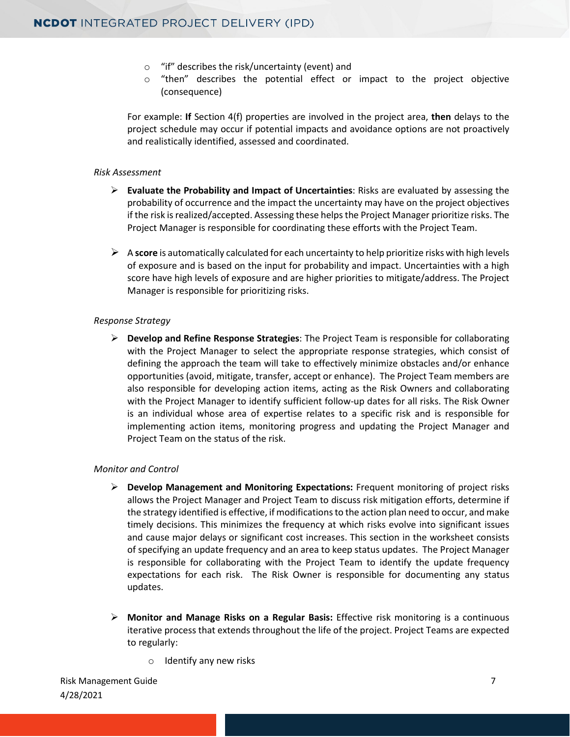- "if" describes the risk/uncertainty (event) and
- "then" describes the potential effect or impact to the project objective (consequence)

For example: **If** Section 4(f) properties are involved in the project area, **then** delays to the project schedule may occur if potential impacts and avoidance options are not proactively and realistically identified, assessed and coordinated.

*Risk Assessment*

- **Evaluate the Probability and Impact of Uncertainties**: Risks are evaluated by assessing the probability of occurrence and the impact the uncertainty may have on the project objectives if the risk is realized/accepted. Assessing these helps the Project Manager prioritize risks. The Project Manager is responsible for coordinating these efforts with the Project Team.

- A **score** is automatically calculated for each uncertainty to help prioritize risks with high levels of exposure and is based on the input for probability and impact. Uncertainties with a high score have high levels of exposure and are higher priorities to mitigate/address. The Project Manager is responsible for prioritizing risks.

*Response Strategy*

- **Develop and Refine Response Strategies**: The Project Team is responsible for collaborating with the Project Manager to select the appropriate response strategies, which consist of defining the approach the team will take to effectively minimize obstacles and/or enhance opportunities (avoid, mitigate, transfer, accept or enhance). The Project Team members are also responsible for developing action items, acting as the Risk Owners and collaborating with the Project Manager to identify sufficient follow-up dates for all risks. The Risk Owner is an individual whose area of expertise relates to a specific risk and is responsible for implementing action items, monitoring progress and updating the Project Manager and Project Team on the status of the risk.

*Monitor and Control*

- **Develop Management and Monitoring Expectations:** Frequent monitoring of project risks allows the Project Manager and Project Team to discuss risk mitigation efforts, determine if the strategy identified is effective, if modifications to the action plan need to occur, and make timely decisions. This minimizes the frequency at which risks evolve into significant issues and cause major delays or significant cost increases. This section in the worksheet consists of specifying an update frequency and an area to keep status updates. The Project Manager is responsible for collaborating with the Project Team to identify the update frequency expectations for each risk. The Risk Owner is responsible for documenting any status updates.

- **Monitor and Manage Risks on a Regular Basis:** Effective risk monitoring is a continuous iterative process that extends throughout the life of the project. Project Teams are expected to regularly:
    - Identify any new risks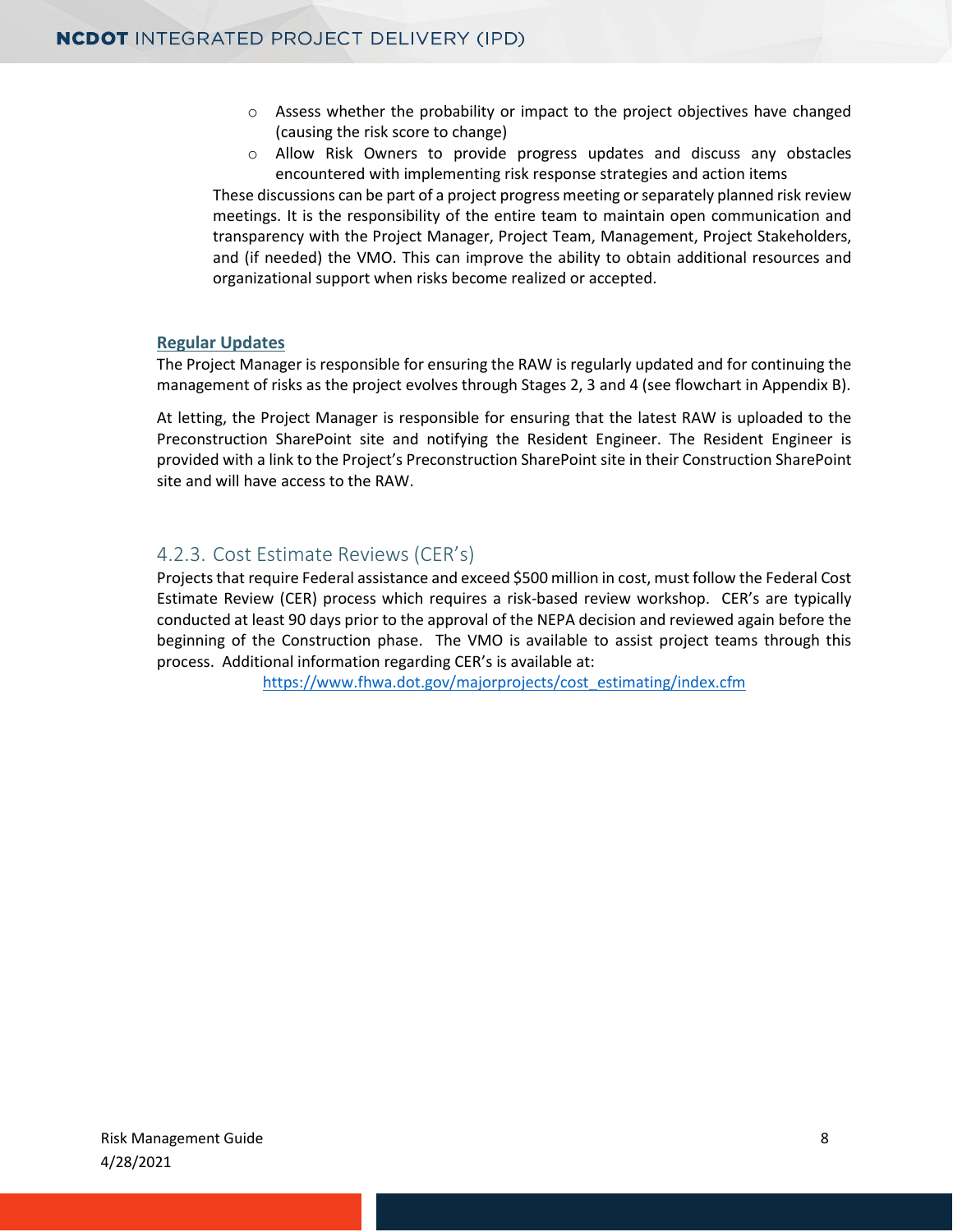- Assess whether the probability or impact to the project objectives have changed (causing the risk score to change)
  - Allow Risk Owners to provide progress updates and discuss any obstacles encountered with implementing risk response strategies and action items

These discussions can be part of a project progress meeting or separately planned risk review meetings. It is the responsibility of the entire team to maintain open communication and transparency with the Project Manager, Project Team, Management, Project Stakeholders, and (if needed) the VMO. This can improve the ability to obtain additional resources and organizational support when risks become realized or accepted.

**Regular Updates**

The Project Manager is responsible for ensuring the RAW is regularly updated and for continuing the management of risks as the project evolves through Stages 2, 3 and 4 (see flowchart in Appendix B).

At letting, the Project Manager is responsible for ensuring that the latest RAW is uploaded to the Preconstruction SharePoint site and notifying the Resident Engineer. The Resident Engineer is provided with a link to the Project's Preconstruction SharePoint site in their Construction SharePoint site and will have access to the RAW.

### 4.2.3. Cost Estimate Reviews (CER's)

Projects that require Federal assistance and exceed $500 million in cost, must follow the Federal Cost Estimate Review (CER) process which requires a risk-based review workshop. CER's are typically conducted at least 90 days prior to the approval of the NEPA decision and reviewed again before the beginning of the Construction phase. The VMO is available to assist project teams through this process. Additional information regarding CER's is available at:

https://www.fhwa.dot.gov/majorprojects/cost_estimating/index.cfm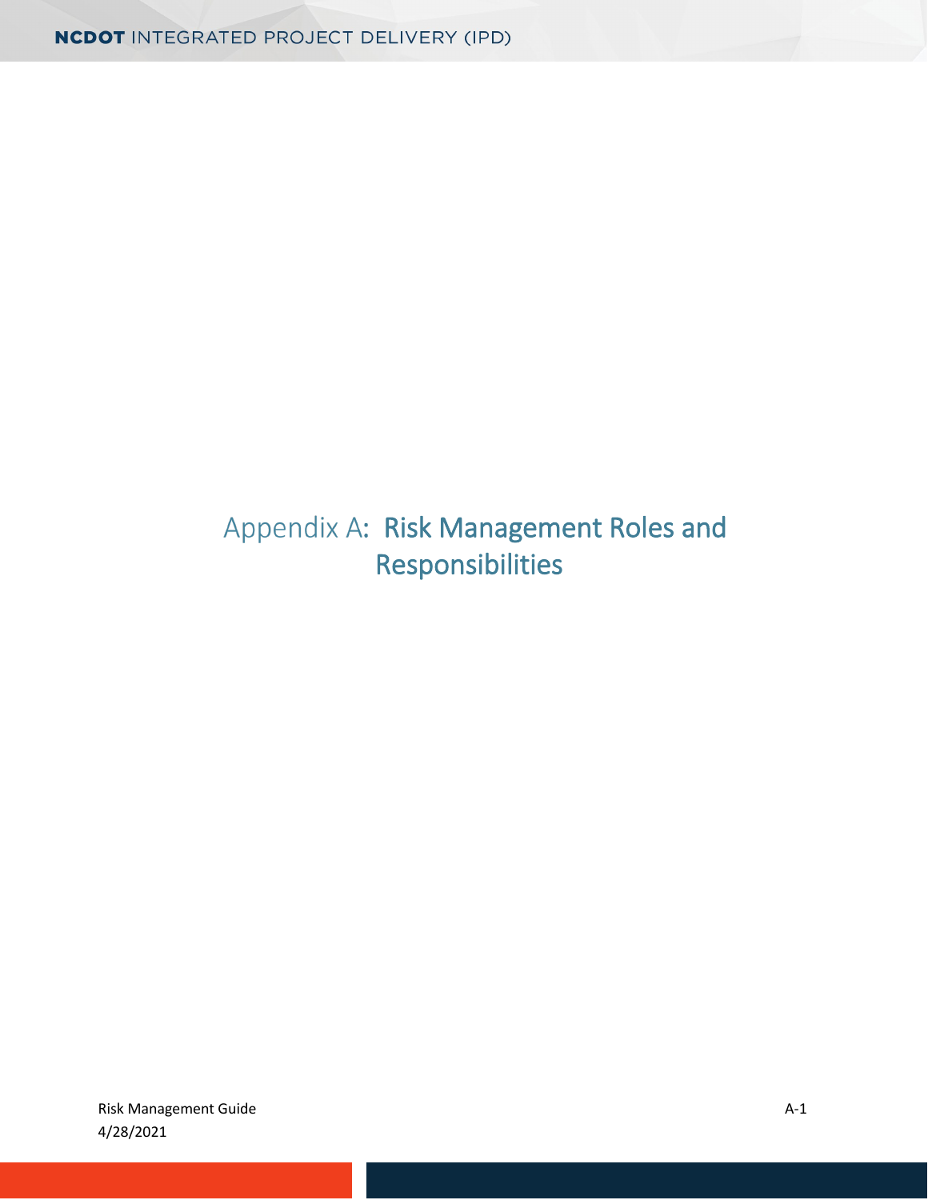# Appendix A: Risk Management Roles and Responsibilities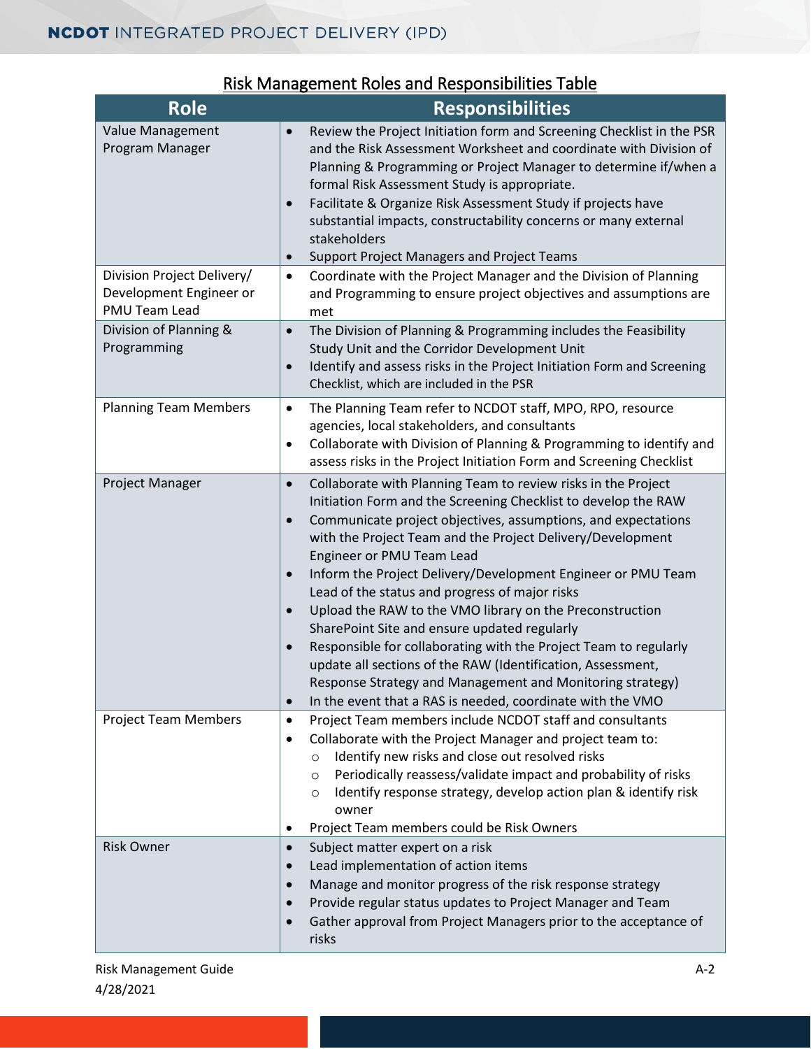## Risk Management Roles and Responsibilities Table

| Role | Responsibilities |
|---|---|
| Value Management Program Manager | • Review the Project Initiation form and Screening Checklist in the PSR and the Risk Assessment Worksheet and coordinate with Division of Planning & Programming or Project Manager to determine if/when a formal Risk Assessment Study is appropriate.<br>• Facilitate & Organize Risk Assessment Study if projects have substantial impacts, constructability concerns or many external stakeholders<br>• Support Project Managers and Project Teams |
| Division Project Delivery/ Development Engineer or PMU Team Lead | • Coordinate with the Project Manager and the Division of Planning and Programming to ensure project objectives and assumptions are met |
| Division of Planning & Programming | • The Division of Planning & Programming includes the Feasibility Study Unit and the Corridor Development Unit<br>• Identify and assess risks in the Project Initiation Form and Screening Checklist, which are included in the PSR |
| Planning Team Members | • The Planning Team refer to NCDOT staff, MPO, RPO, resource agencies, local stakeholders, and consultants<br>• Collaborate with Division of Planning & Programming to identify and assess risks in the Project Initiation Form and Screening Checklist |
| Project Manager | • Collaborate with Planning Team to review risks in the Project Initiation Form and the Screening Checklist to develop the RAW<br>• Communicate project objectives, assumptions, and expectations with the Project Team and the Project Delivery/Development Engineer or PMU Team Lead<br>• Inform the Project Delivery/Development Engineer or PMU Team Lead of the status and progress of major risks<br>• Upload the RAW to the VMO library on the Preconstruction SharePoint Site and ensure updated regularly<br>• Responsible for collaborating with the Project Team to regularly update all sections of the RAW (Identification, Assessment, Response Strategy and Management and Monitoring strategy)<br>• In the event that a RAS is needed, coordinate with the VMO |
| Project Team Members | • Project Team members include NCDOT staff and consultants<br>• Collaborate with the Project Manager and project team to:<br>&nbsp;&nbsp;○ Identify new risks and close out resolved risks<br>&nbsp;&nbsp;○ Periodically reassess/validate impact and probability of risks<br>&nbsp;&nbsp;○ Identify response strategy, develop action plan & identify risk owner<br>• Project Team members could be Risk Owners |
| Risk Owner | • Subject matter expert on a risk<br>• Lead implementation of action items<br>• Manage and monitor progress of the risk response strategy<br>• Provide regular status updates to Project Manager and Team<br>• Gather approval from Project Managers prior to the acceptance of risks |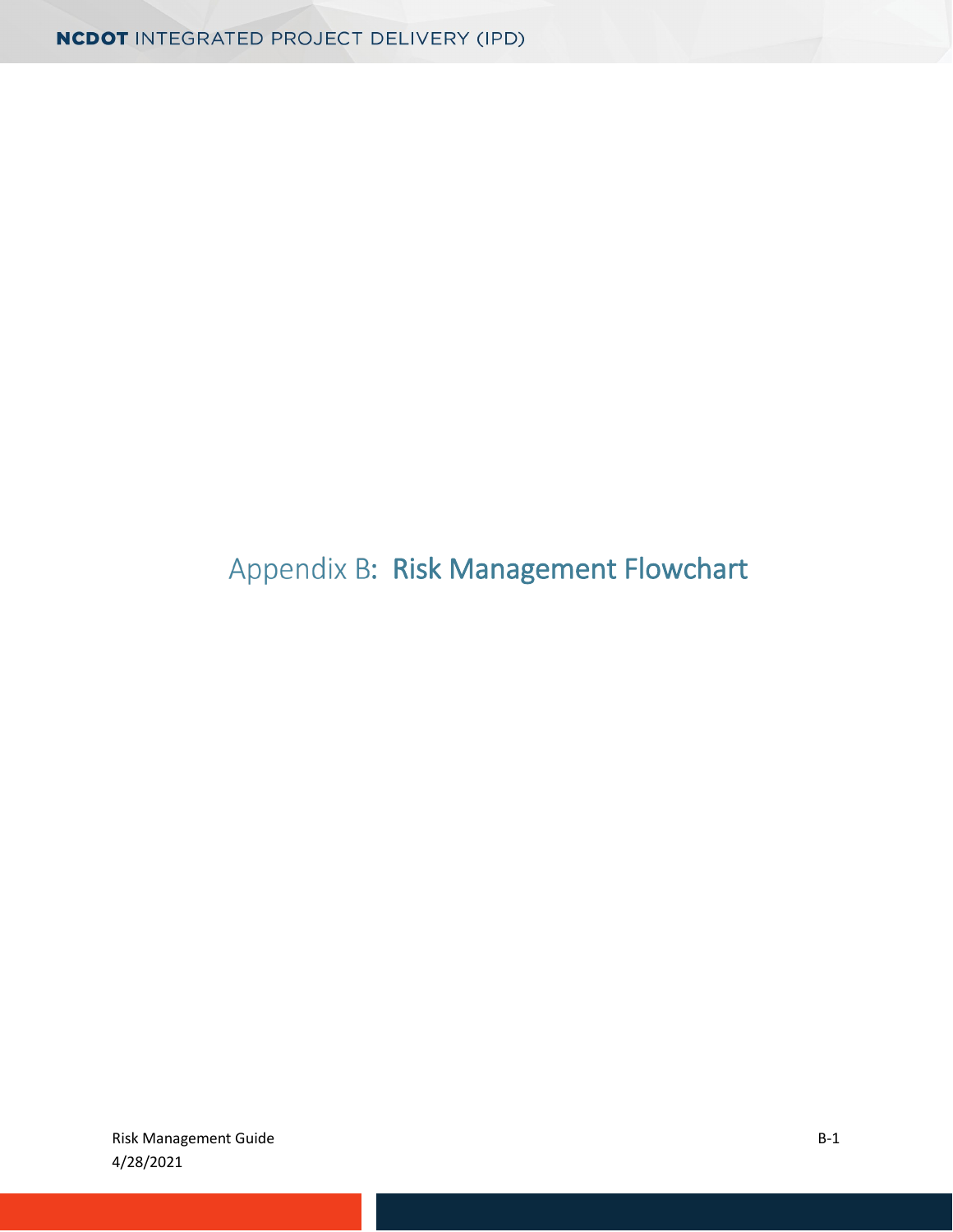# Appendix B: Risk Management Flowchart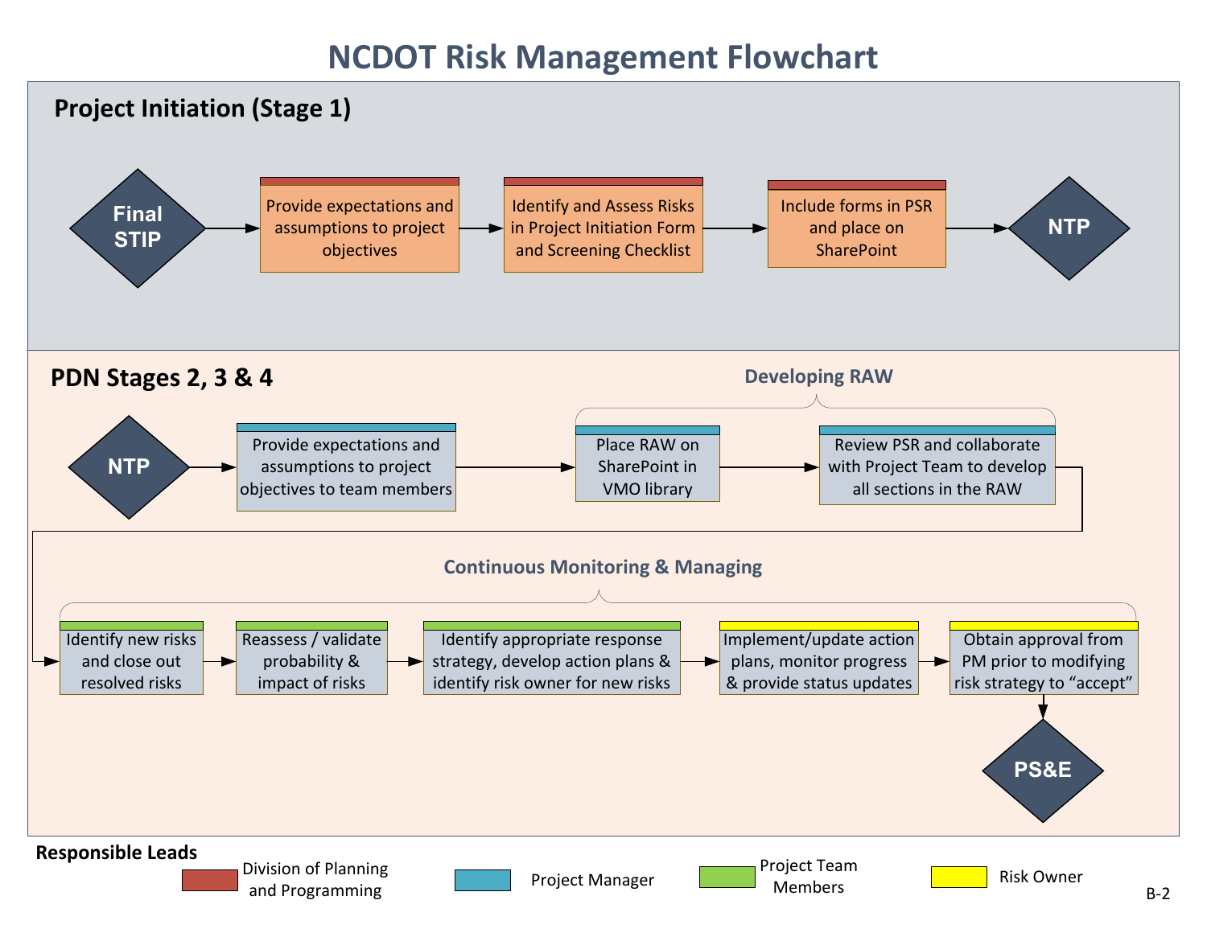# NCDOT Risk Management Flowchart

## Project Initiation (Stage 1)

**Final STIP** → Provide expectations and assumptions to project objectives → Identify and Assess Risks in Project Initiation Form and Screening Checklist → Include forms in PSR and place on SharePoint → **NTP**

## PDN Stages 2, 3 & 4

**NTP** → Provide expectations and assumptions to project objectives to team members → Place RAW on SharePoint in VMO library → Review PSR and collaborate with Project Team to develop all sections in the RAW

*Developing RAW*: Place RAW on SharePoint in VMO library; Review PSR and collaborate with Project Team to develop all sections in the RAW

*Continuous Monitoring & Managing*:

Identify new risks and close out resolved risks → Reassess / validate probability & impact of risks → Identify appropriate response strategy, develop action plans & identify risk owner for new risks → Implement/update action plans, monitor progress & provide status updates → Obtain approval from PM prior to modifying risk strategy to "accept" → **PS&E**

**Responsible Leads**

- Division of Planning and Programming (red): Provide expectations and assumptions to project objectives; Identify and Assess Risks in Project Initiation Form and Screening Checklist; Include forms in PSR and place on SharePoint
- Project Manager (blue): Provide expectations and assumptions to project objectives to team members; Place RAW on SharePoint in VMO library; Review PSR and collaborate with Project Team to develop all sections in the RAW
- Project Team Members (green): Identify new risks and close out resolved risks; Reassess / validate probability & impact of risks; Identify appropriate response strategy, develop action plans & identify risk owner for new risks
- Risk Owner (yellow): Implement/update action plans, monitor progress & provide status updates; Obtain approval from PM prior to modifying risk strategy to "accept"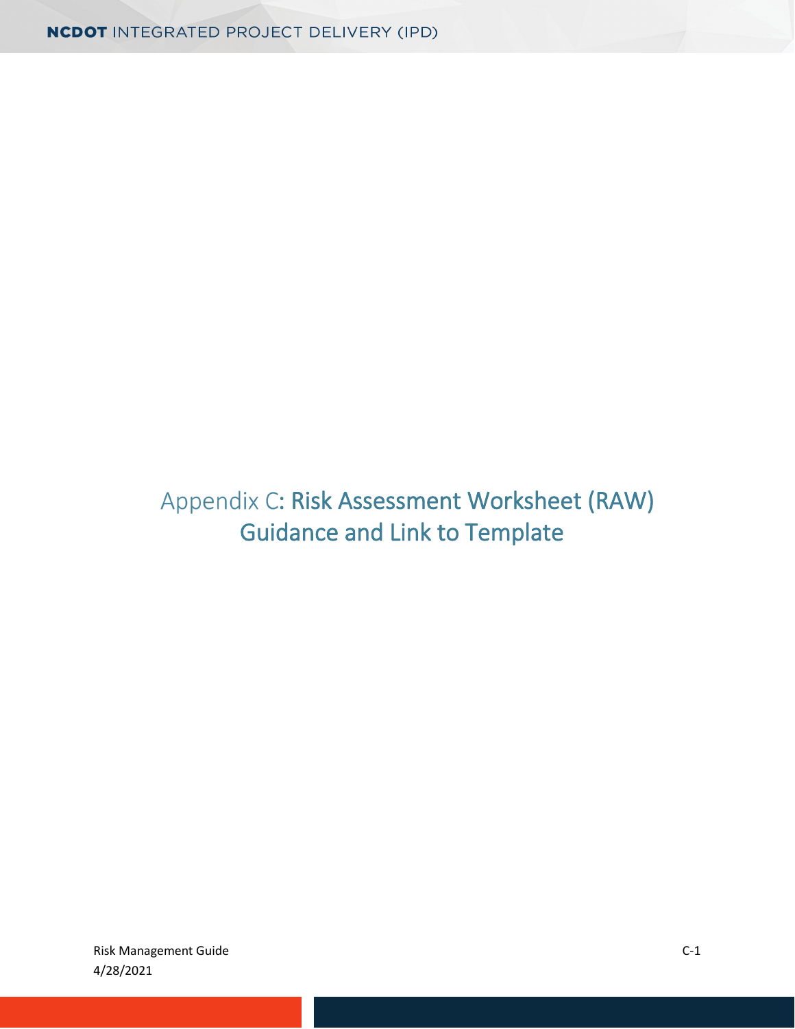# Appendix C: Risk Assessment Worksheet (RAW) Guidance and Link to Template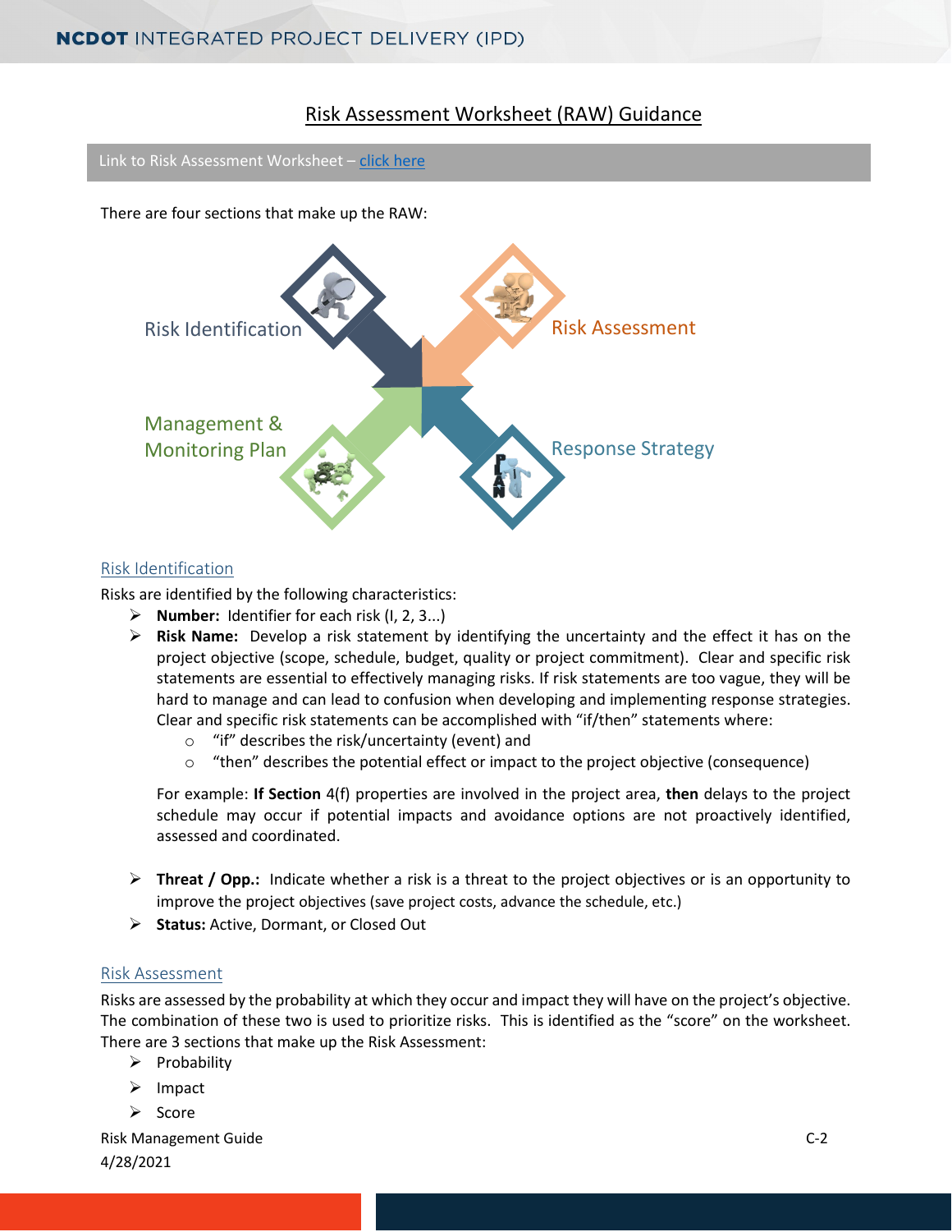# Risk Assessment Worksheet (RAW) Guidance

Link to Risk Assessment Worksheet – click here

There are four sections that make up the RAW:

Risk Identification

Risk Assessment

Management & Monitoring Plan

Response Strategy

## Risk Identification

Risks are identified by the following characteristics:

- **Number:** Identifier for each risk (I, 2, 3...)
- **Risk Name:** Develop a risk statement by identifying the uncertainty and the effect it has on the project objective (scope, schedule, budget, quality or project commitment). Clear and specific risk statements are essential to effectively managing risks. If risk statements are too vague, they will be hard to manage and can lead to confusion when developing and implementing response strategies. Clear and specific risk statements can be accomplished with "if/then" statements where:
  - "if" describes the risk/uncertainty (event) and
  - "then" describes the potential effect or impact to the project objective (consequence)

  For example: **If Section** 4(f) properties are involved in the project area, **then** delays to the project schedule may occur if potential impacts and avoidance options are not proactively identified, assessed and coordinated.

- **Threat / Opp.:** Indicate whether a risk is a threat to the project objectives or is an opportunity to improve the project objectives (save project costs, advance the schedule, etc.)
- **Status:** Active, Dormant, or Closed Out

## Risk Assessment

Risks are assessed by the probability at which they occur and impact they will have on the project's objective. The combination of these two is used to prioritize risks. This is identified as the "score" on the worksheet. There are 3 sections that make up the Risk Assessment:

- Probability
- Impact
- Score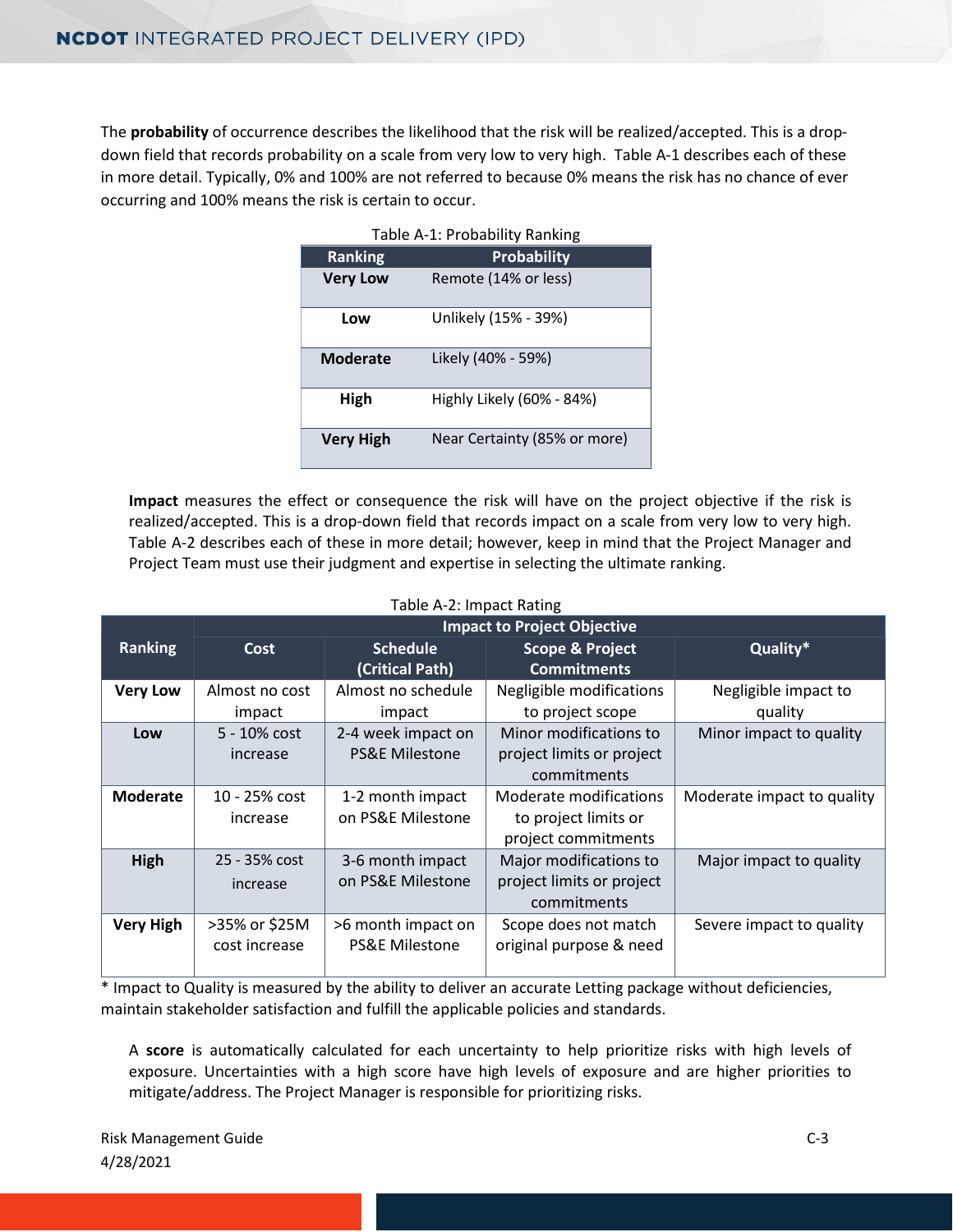The **probability** of occurrence describes the likelihood that the risk will be realized/accepted. This is a drop-down field that records probability on a scale from very low to very high. Table A-1 describes each of these in more detail. Typically, 0% and 100% are not referred to because 0% means the risk has no chance of ever occurring and 100% means the risk is certain to occur.

Table A-1: Probability Ranking

| Ranking | Probability |
|---|---|
| **Very Low** | Remote (14% or less) |
| **Low** | Unlikely (15% - 39%) |
| **Moderate** | Likely (40% - 59%) |
| **High** | Highly Likely (60% - 84%) |
| **Very High** | Near Certainty (85% or more) |

**Impact** measures the effect or consequence the risk will have on the project objective if the risk is realized/accepted. This is a drop-down field that records impact on a scale from very low to very high. Table A-2 describes each of these in more detail; however, keep in mind that the Project Manager and Project Team must use their judgment and expertise in selecting the ultimate ranking.

Table A-2: Impact Rating

| Ranking | Impact to Project Objective | | | |
|---|---|---|---|---|
| | Cost | Schedule (Critical Path) | Scope & Project Commitments | Quality* |
| **Very Low** | Almost no cost impact | Almost no schedule impact | Negligible modifications to project scope | Negligible impact to quality |
| **Low** | 5 - 10% cost increase | 2-4 week impact on PS&E Milestone | Minor modifications to project limits or project commitments | Minor impact to quality |
| **Moderate** | 10 - 25% cost increase | 1-2 month impact on PS&E Milestone | Moderate modifications to project limits or project commitments | Moderate impact to quality |
| **High** | 25 - 35% cost increase | 3-6 month impact on PS&E Milestone | Major modifications to project limits or project commitments | Major impact to quality |
| **Very High** | >35% or $25M cost increase | >6 month impact on PS&E Milestone | Scope does not match original purpose & need | Severe impact to quality |

* Impact to Quality is measured by the ability to deliver an accurate Letting package without deficiencies, maintain stakeholder satisfaction and fulfill the applicable policies and standards.

A **score** is automatically calculated for each uncertainty to help prioritize risks with high levels of exposure. Uncertainties with a high score have high levels of exposure and are higher priorities to mitigate/address. The Project Manager is responsible for prioritizing risks.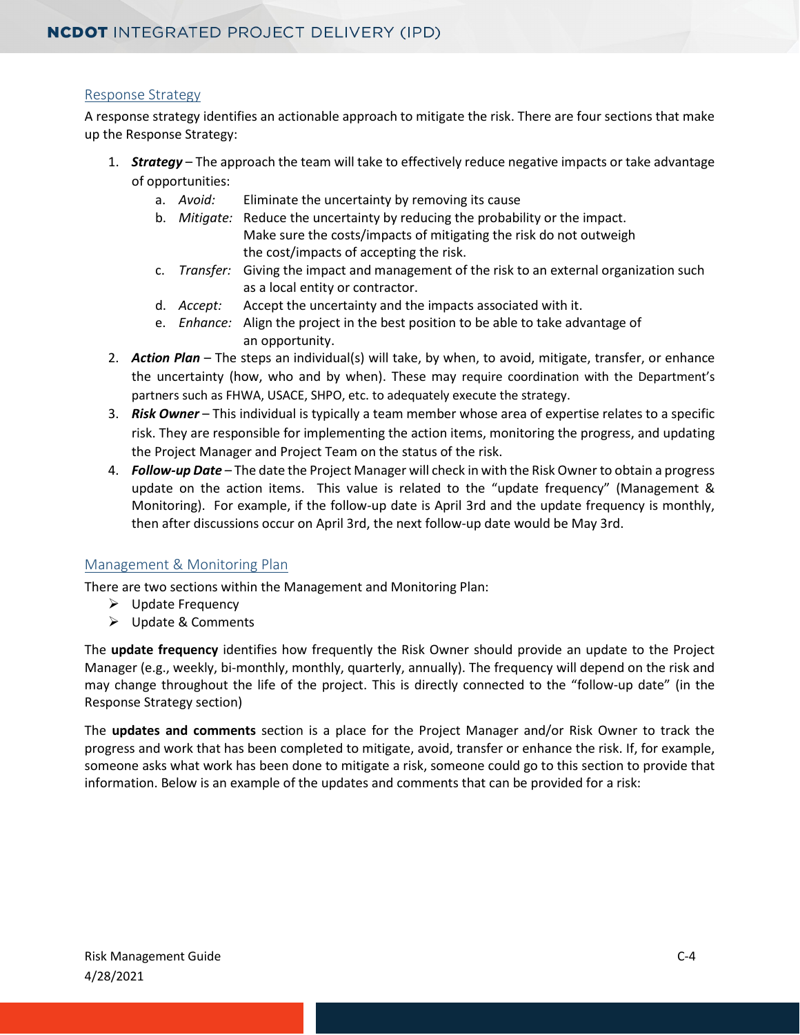### Response Strategy

A response strategy identifies an actionable approach to mitigate the risk. There are four sections that make up the Response Strategy:

1. ***Strategy*** – The approach the team will take to effectively reduce negative impacts or take advantage of opportunities:
   a. *Avoid:* Eliminate the uncertainty by removing its cause
   b. *Mitigate:* Reduce the uncertainty by reducing the probability or the impact. Make sure the costs/impacts of mitigating the risk do not outweigh the cost/impacts of accepting the risk.
   c. *Transfer:* Giving the impact and management of the risk to an external organization such as a local entity or contractor.
   d. *Accept:* Accept the uncertainty and the impacts associated with it.
   e. *Enhance:* Align the project in the best position to be able to take advantage of an opportunity.
2. ***Action Plan*** – The steps an individual(s) will take, by when, to avoid, mitigate, transfer, or enhance the uncertainty (how, who and by when). These may require coordination with the Department's partners such as FHWA, USACE, SHPO, etc. to adequately execute the strategy.
3. ***Risk Owner*** – This individual is typically a team member whose area of expertise relates to a specific risk. They are responsible for implementing the action items, monitoring the progress, and updating the Project Manager and Project Team on the status of the risk.
4. ***Follow-up Date*** – The date the Project Manager will check in with the Risk Owner to obtain a progress update on the action items. This value is related to the "update frequency" (Management & Monitoring). For example, if the follow-up date is April 3rd and the update frequency is monthly, then after discussions occur on April 3rd, the next follow-up date would be May 3rd.

### Management & Monitoring Plan

There are two sections within the Management and Monitoring Plan:

- Update Frequency
- Update & Comments

The **update frequency** identifies how frequently the Risk Owner should provide an update to the Project Manager (e.g., weekly, bi-monthly, monthly, quarterly, annually). The frequency will depend on the risk and may change throughout the life of the project. This is directly connected to the "follow-up date" (in the Response Strategy section)

The **updates and comments** section is a place for the Project Manager and/or Risk Owner to track the progress and work that has been completed to mitigate, avoid, transfer or enhance the risk. If, for example, someone asks what work has been done to mitigate a risk, someone could go to this section to provide that information. Below is an example of the updates and comments that can be provided for a risk: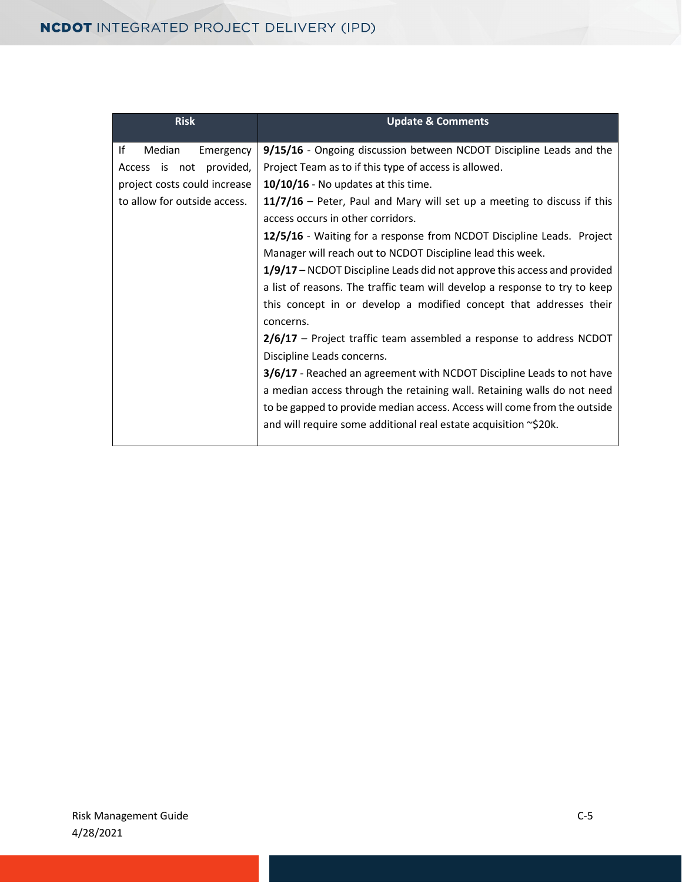| Risk | Update & Comments |
| --- | --- |
| If Median Emergency Access is not provided, project costs could increase to allow for outside access. | **9/15/16** - Ongoing discussion between NCDOT Discipline Leads and the Project Team as to if this type of access is allowed.<br>**10/10/16** - No updates at this time.<br>**11/7/16** – Peter, Paul and Mary will set up a meeting to discuss if this access occurs in other corridors.<br>**12/5/16** - Waiting for a response from NCDOT Discipline Leads. Project Manager will reach out to NCDOT Discipline lead this week.<br>**1/9/17** – NCDOT Discipline Leads did not approve this access and provided a list of reasons. The traffic team will develop a response to try to keep this concept in or develop a modified concept that addresses their concerns.<br>**2/6/17** – Project traffic team assembled a response to address NCDOT Discipline Leads concerns.<br>**3/6/17** - Reached an agreement with NCDOT Discipline Leads to not have a median access through the retaining wall. Retaining walls do not need to be gapped to provide median access. Access will come from the outside and will require some additional real estate acquisition ~$20k. |